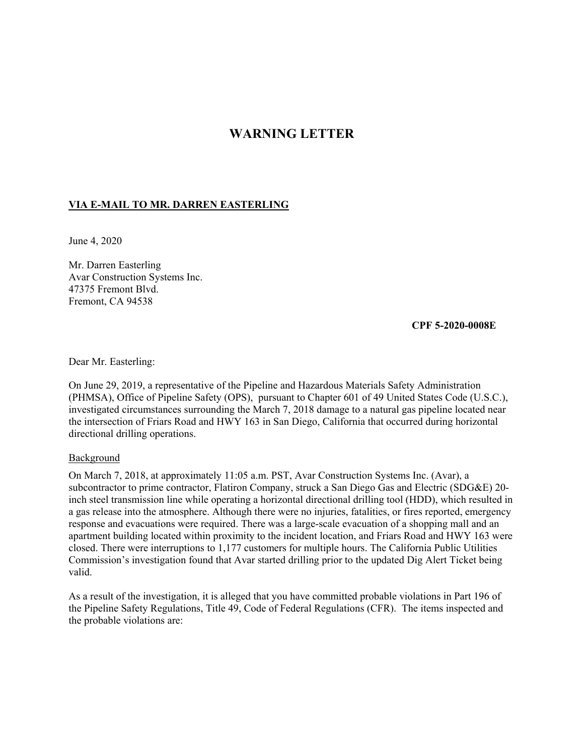# WARNING LETTER

**VIA E-MAIL TO MR. DARREN EASTERLING**

June 4, 2020

Mr. Darren Easterling
Avar Construction Systems Inc.
47375 Fremont Blvd.
Fremont, CA 94538

**CPF 5-2020-0008E**

Dear Mr. Easterling:

On June 29, 2019, a representative of the Pipeline and Hazardous Materials Safety Administration (PHMSA), Office of Pipeline Safety (OPS), pursuant to Chapter 601 of 49 United States Code (U.S.C.), investigated circumstances surrounding the March 7, 2018 damage to a natural gas pipeline located near the intersection of Friars Road and HWY 163 in San Diego, California that occurred during horizontal directional drilling operations.

Background

On March 7, 2018, at approximately 11:05 a.m. PST, Avar Construction Systems Inc. (Avar), a subcontractor to prime contractor, Flatiron Company, struck a San Diego Gas and Electric (SDG&E) 20-inch steel transmission line while operating a horizontal directional drilling tool (HDD), which resulted in a gas release into the atmosphere. Although there were no injuries, fatalities, or fires reported, emergency response and evacuations were required. There was a large-scale evacuation of a shopping mall and an apartment building located within proximity to the incident location, and Friars Road and HWY 163 were closed. There were interruptions to 1,177 customers for multiple hours. The California Public Utilities Commission's investigation found that Avar started drilling prior to the updated Dig Alert Ticket being valid.

As a result of the investigation, it is alleged that you have committed probable violations in Part 196 of the Pipeline Safety Regulations, Title 49, Code of Federal Regulations (CFR). The items inspected and the probable violations are: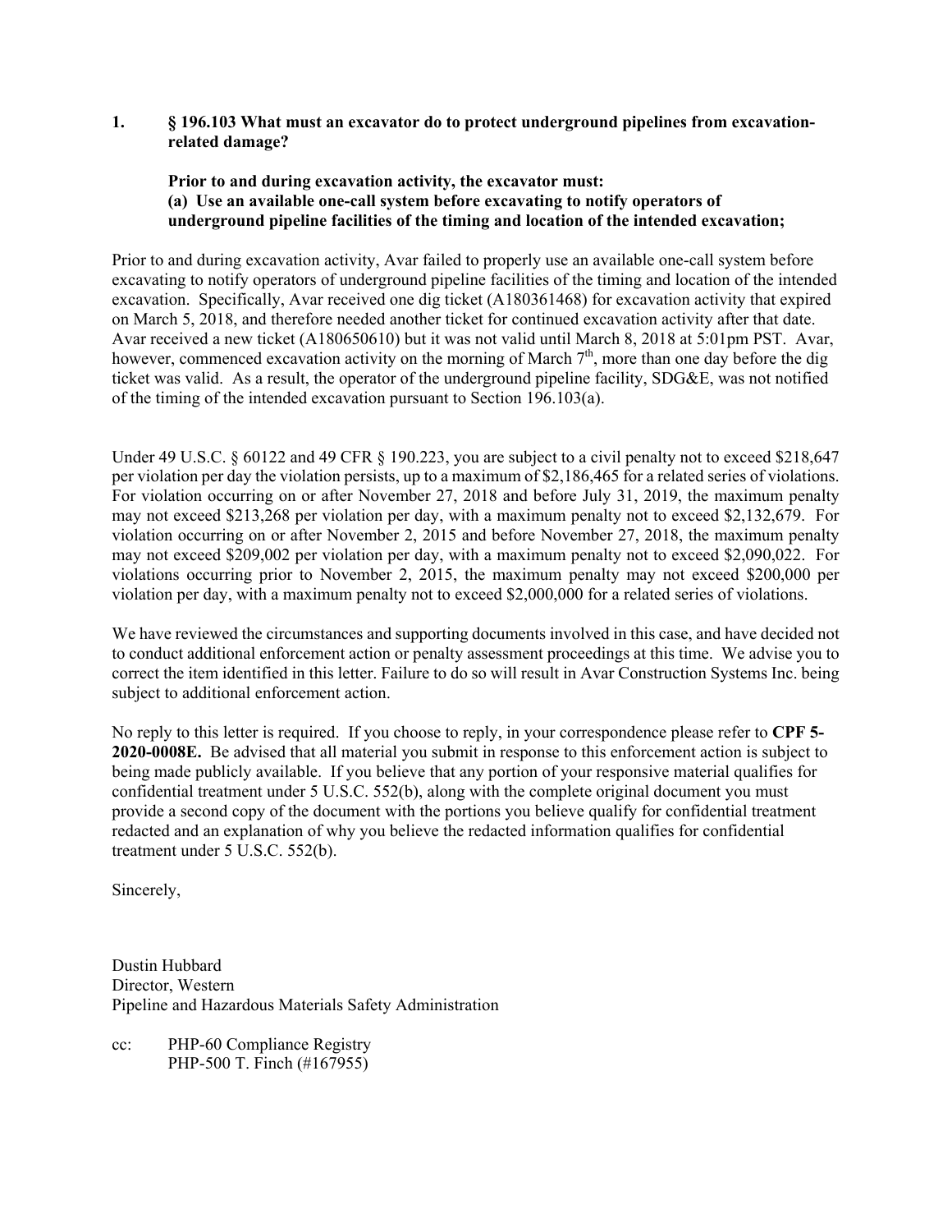**1. § 196.103 What must an excavator do to protect underground pipelines from excavation-related damage?**

**Prior to and during excavation activity, the excavator must:**
**(a) Use an available one-call system before excavating to notify operators of underground pipeline facilities of the timing and location of the intended excavation;**

Prior to and during excavation activity, Avar failed to properly use an available one-call system before excavating to notify operators of underground pipeline facilities of the timing and location of the intended excavation. Specifically, Avar received one dig ticket (A180361468) for excavation activity that expired on March 5, 2018, and therefore needed another ticket for continued excavation activity after that date. Avar received a new ticket (A180650610) but it was not valid until March 8, 2018 at 5:01pm PST. Avar, however, commenced excavation activity on the morning of March 7th, more than one day before the dig ticket was valid. As a result, the operator of the underground pipeline facility, SDG&E, was not notified of the timing of the intended excavation pursuant to Section 196.103(a).

Under 49 U.S.C. § 60122 and 49 CFR § 190.223, you are subject to a civil penalty not to exceed $218,647 per violation per day the violation persists, up to a maximum of $2,186,465 for a related series of violations. For violation occurring on or after November 27, 2018 and before July 31, 2019, the maximum penalty may not exceed $213,268 per violation per day, with a maximum penalty not to exceed $2,132,679. For violation occurring on or after November 2, 2015 and before November 27, 2018, the maximum penalty may not exceed $209,002 per violation per day, with a maximum penalty not to exceed $2,090,022. For violations occurring prior to November 2, 2015, the maximum penalty may not exceed $200,000 per violation per day, with a maximum penalty not to exceed $2,000,000 for a related series of violations.

We have reviewed the circumstances and supporting documents involved in this case, and have decided not to conduct additional enforcement action or penalty assessment proceedings at this time. We advise you to correct the item identified in this letter. Failure to do so will result in Avar Construction Systems Inc. being subject to additional enforcement action.

No reply to this letter is required. If you choose to reply, in your correspondence please refer to **CPF 5-2020-0008E.** Be advised that all material you submit in response to this enforcement action is subject to being made publicly available. If you believe that any portion of your responsive material qualifies for confidential treatment under 5 U.S.C. 552(b), along with the complete original document you must provide a second copy of the document with the portions you believe qualify for confidential treatment redacted and an explanation of why you believe the redacted information qualifies for confidential treatment under 5 U.S.C. 552(b).

Sincerely,

Dustin Hubbard
Director, Western
Pipeline and Hazardous Materials Safety Administration

cc: PHP-60 Compliance Registry
PHP-500 T. Finch (#167955)